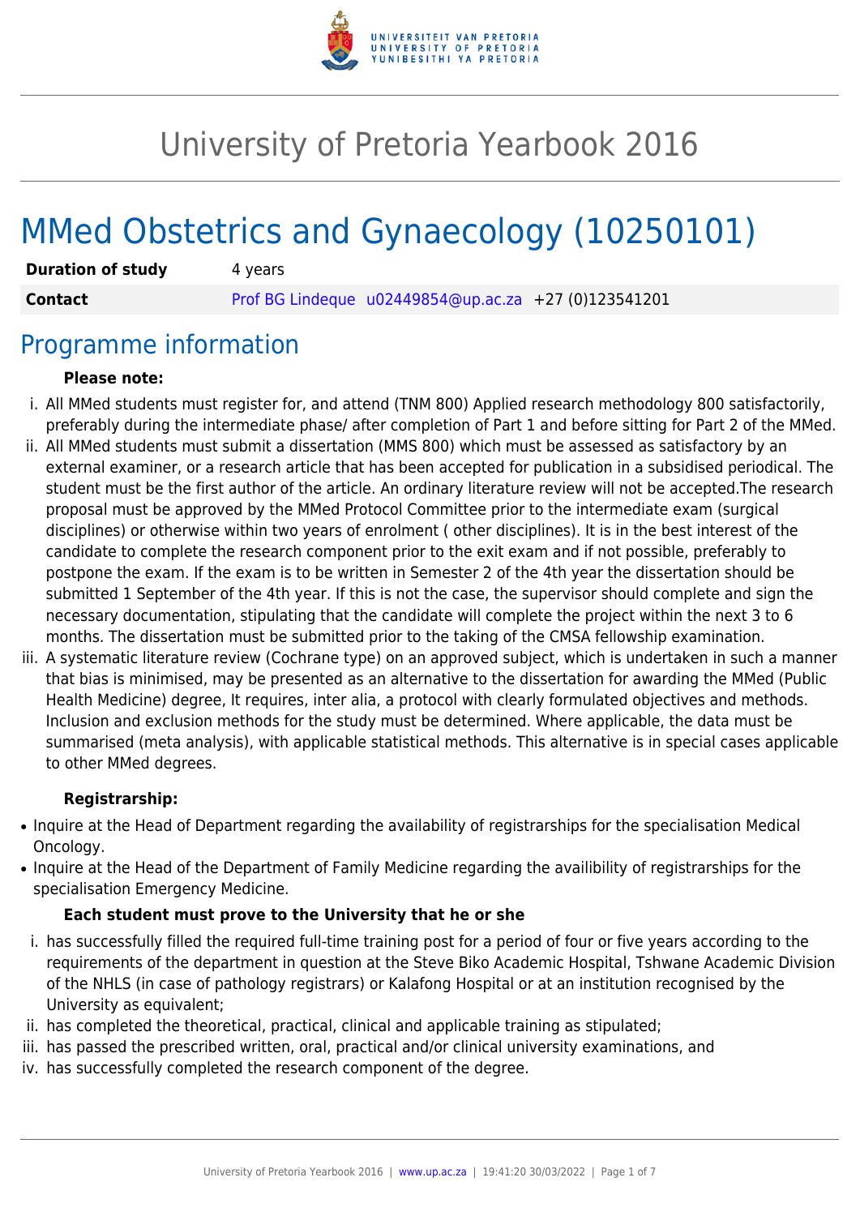# University of Pretoria Yearbook 2016

# MMed Obstetrics and Gynaecology (10250101)

| | |
|---|---|
| **Duration of study** | 4 years |
| **Contact** | Prof BG Lindeque u02449854@up.ac.za +27 (0)123541201 |

## Programme information

**Please note:**

i. All MMed students must register for, and attend (TNM 800) Applied research methodology 800 satisfactorily, preferably during the intermediate phase/ after completion of Part 1 and before sitting for Part 2 of the MMed.

ii. All MMed students must submit a dissertation (MMS 800) which must be assessed as satisfactory by an external examiner, or a research article that has been accepted for publication in a subsidised periodical. The student must be the first author of the article. An ordinary literature review will not be accepted.The research proposal must be approved by the MMed Protocol Committee prior to the intermediate exam (surgical disciplines) or otherwise within two years of enrolment ( other disciplines). It is in the best interest of the candidate to complete the research component prior to the exit exam and if not possible, preferably to postpone the exam. If the exam is to be written in Semester 2 of the 4th year the dissertation should be submitted 1 September of the 4th year. If this is not the case, the supervisor should complete and sign the necessary documentation, stipulating that the candidate will complete the project within the next 3 to 6 months. The dissertation must be submitted prior to the taking of the CMSA fellowship examination.

iii. A systematic literature review (Cochrane type) on an approved subject, which is undertaken in such a manner that bias is minimised, may be presented as an alternative to the dissertation for awarding the MMed (Public Health Medicine) degree, It requires, inter alia, a protocol with clearly formulated objectives and methods. Inclusion and exclusion methods for the study must be determined. Where applicable, the data must be summarised (meta analysis), with applicable statistical methods. This alternative is in special cases applicable to other MMed degrees.

**Registrarship:**

- Inquire at the Head of Department regarding the availability of registrarships for the specialisation Medical Oncology.
- Inquire at the Head of the Department of Family Medicine regarding the availibility of registrarships for the specialisation Emergency Medicine.

**Each student must prove to the University that he or she**

i. has successfully filled the required full-time training post for a period of four or five years according to the requirements of the department in question at the Steve Biko Academic Hospital, Tshwane Academic Division of the NHLS (in case of pathology registrars) or Kalafong Hospital or at an institution recognised by the University as equivalent;

ii. has completed the theoretical, practical, clinical and applicable training as stipulated;

iii. has passed the prescribed written, oral, practical and/or clinical university examinations, and

iv. has successfully completed the research component of the degree.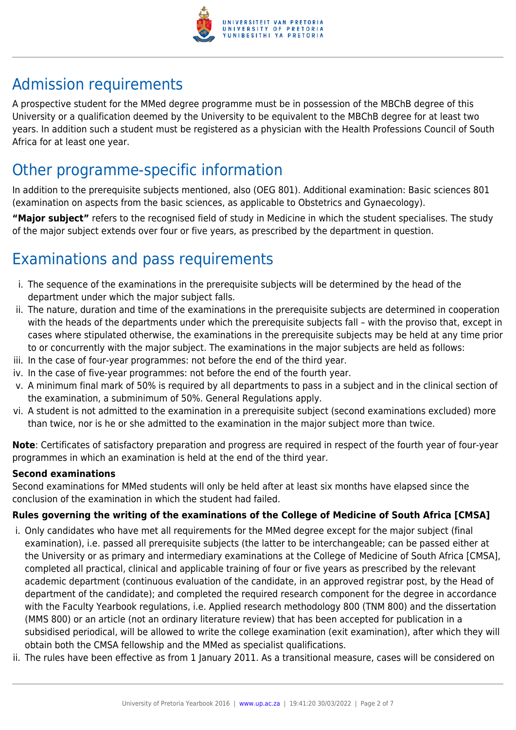## Admission requirements

A prospective student for the MMed degree programme must be in possession of the MBChB degree of this University or a qualification deemed by the University to be equivalent to the MBChB degree for at least two years. In addition such a student must be registered as a physician with the Health Professions Council of South Africa for at least one year.

## Other programme-specific information

In addition to the prerequisite subjects mentioned, also (OEG 801). Additional examination: Basic sciences 801 (examination on aspects from the basic sciences, as applicable to Obstetrics and Gynaecology).

**"Major subject"** refers to the recognised field of study in Medicine in which the student specialises. The study of the major subject extends over four or five years, as prescribed by the department in question.

## Examinations and pass requirements

i. The sequence of the examinations in the prerequisite subjects will be determined by the head of the department under which the major subject falls.
ii. The nature, duration and time of the examinations in the prerequisite subjects are determined in cooperation with the heads of the departments under which the prerequisite subjects fall – with the proviso that, except in cases where stipulated otherwise, the examinations in the prerequisite subjects may be held at any time prior to or concurrently with the major subject. The examinations in the major subjects are held as follows:
iii. In the case of four-year programmes: not before the end of the third year.
iv. In the case of five-year programmes: not before the end of the fourth year.
v. A minimum final mark of 50% is required by all departments to pass in a subject and in the clinical section of the examination, a subminimum of 50%. General Regulations apply.
vi. A student is not admitted to the examination in a prerequisite subject (second examinations excluded) more than twice, nor is he or she admitted to the examination in the major subject more than twice.

**Note**: Certificates of satisfactory preparation and progress are required in respect of the fourth year of four-year programmes in which an examination is held at the end of the third year.

**Second examinations**

Second examinations for MMed students will only be held after at least six months have elapsed since the conclusion of the examination in which the student had failed.

**Rules governing the writing of the examinations of the College of Medicine of South Africa [CMSA]**

i. Only candidates who have met all requirements for the MMed degree except for the major subject (final examination), i.e. passed all prerequisite subjects (the latter to be interchangeable; can be passed either at the University or as primary and intermediary examinations at the College of Medicine of South Africa [CMSA], completed all practical, clinical and applicable training of four or five years as prescribed by the relevant academic department (continuous evaluation of the candidate, in an approved registrar post, by the Head of department of the candidate); and completed the required research component for the degree in accordance with the Faculty Yearbook regulations, i.e. Applied research methodology 800 (TNM 800) and the dissertation (MMS 800) or an article (not an ordinary literature review) that has been accepted for publication in a subsidised periodical, will be allowed to write the college examination (exit examination), after which they will obtain both the CMSA fellowship and the MMed as specialist qualifications.
ii. The rules have been effective as from 1 January 2011. As a transitional measure, cases will be considered on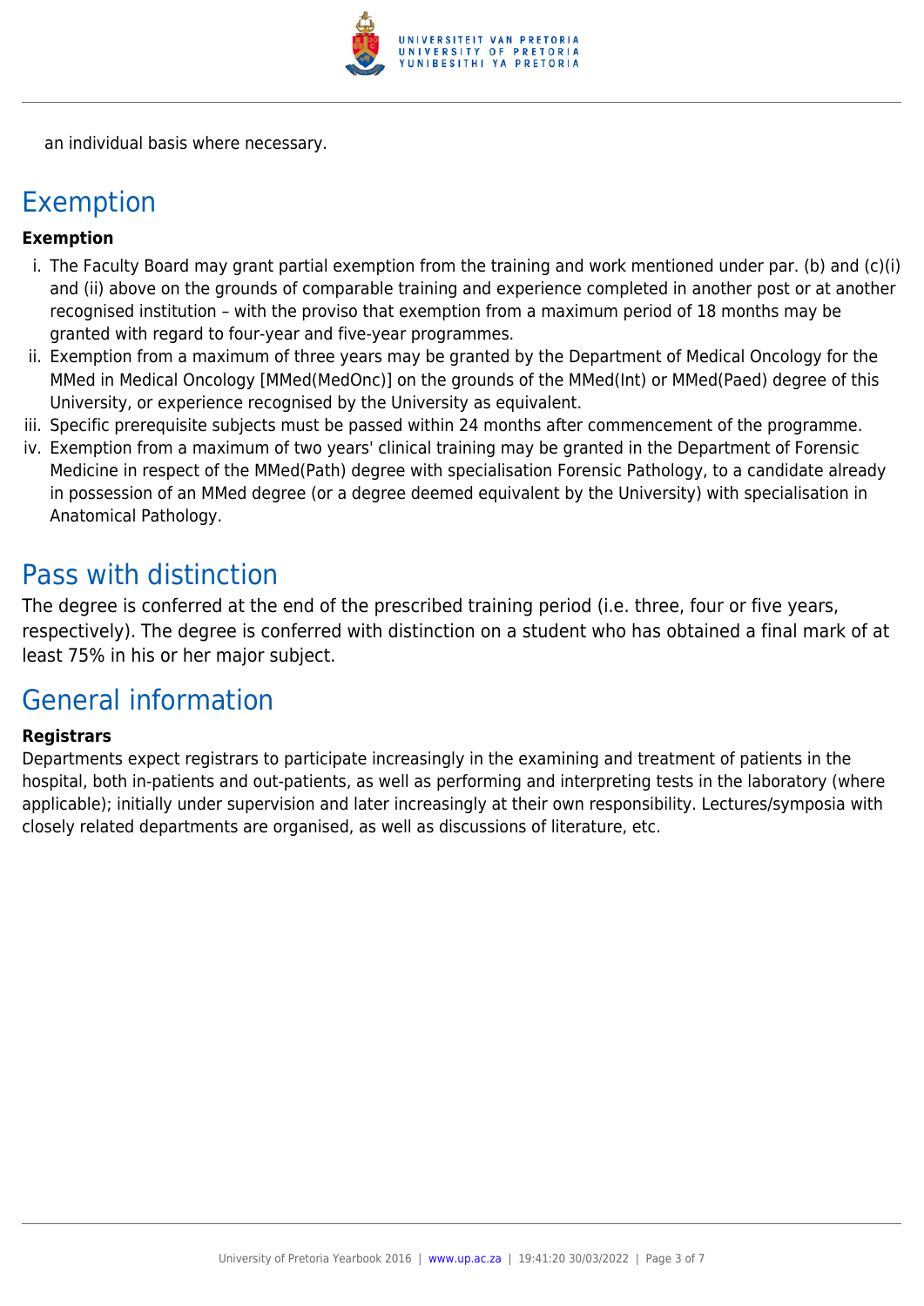an individual basis where necessary.

## Exemption

**Exemption**

i. The Faculty Board may grant partial exemption from the training and work mentioned under par. (b) and (c)(i) and (ii) above on the grounds of comparable training and experience completed in another post or at another recognised institution – with the proviso that exemption from a maximum period of 18 months may be granted with regard to four-year and five-year programmes.
ii. Exemption from a maximum of three years may be granted by the Department of Medical Oncology for the MMed in Medical Oncology [MMed(MedOnc)] on the grounds of the MMed(Int) or MMed(Paed) degree of this University, or experience recognised by the University as equivalent.
iii. Specific prerequisite subjects must be passed within 24 months after commencement of the programme.
iv. Exemption from a maximum of two years' clinical training may be granted in the Department of Forensic Medicine in respect of the MMed(Path) degree with specialisation Forensic Pathology, to a candidate already in possession of an MMed degree (or a degree deemed equivalent by the University) with specialisation in Anatomical Pathology.

## Pass with distinction

The degree is conferred at the end of the prescribed training period (i.e. three, four or five years, respectively). The degree is conferred with distinction on a student who has obtained a final mark of at least 75% in his or her major subject.

## General information

**Registrars**

Departments expect registrars to participate increasingly in the examining and treatment of patients in the hospital, both in-patients and out-patients, as well as performing and interpreting tests in the laboratory (where applicable); initially under supervision and later increasingly at their own responsibility. Lectures/symposia with closely related departments are organised, as well as discussions of literature, etc.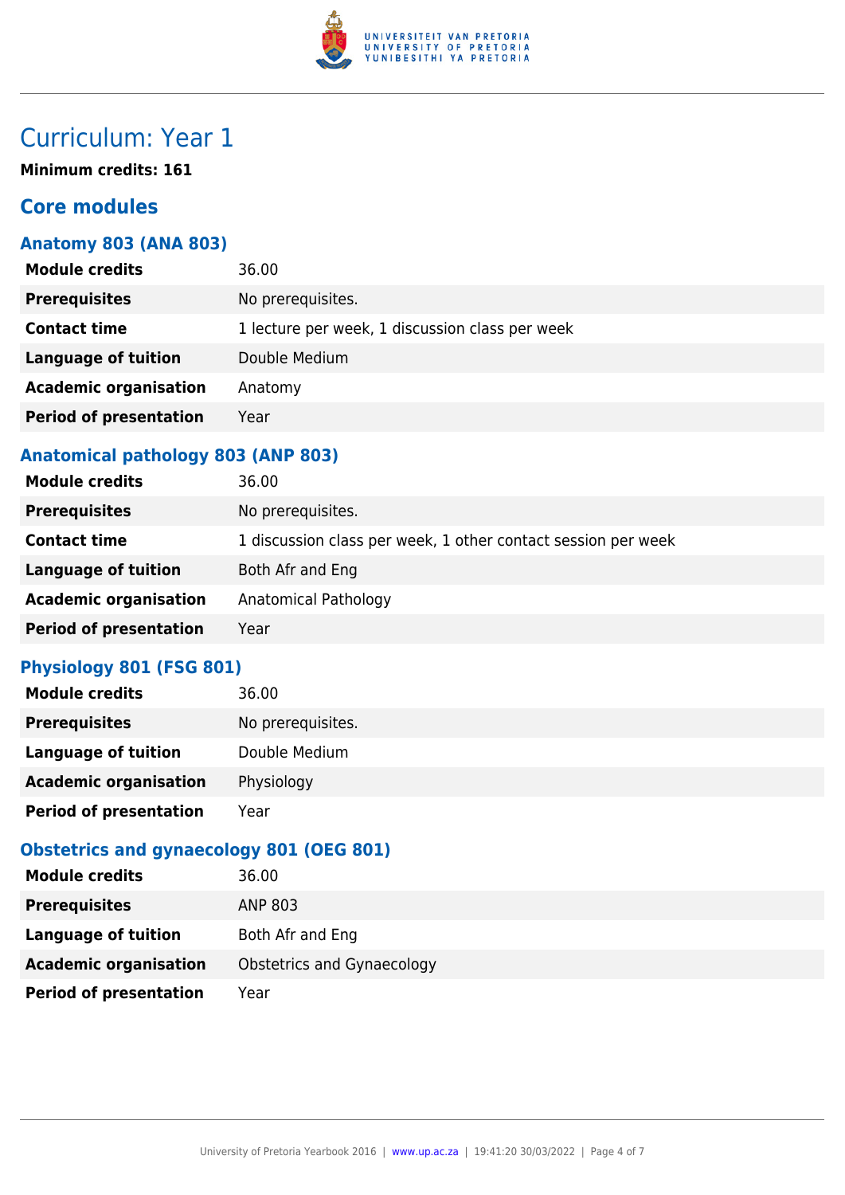# Curriculum: Year 1

**Minimum credits: 161**

## Core modules

### Anatomy 803 (ANA 803)

| | |
|---|---|
| **Module credits** | 36.00 |
| **Prerequisites** | No prerequisites. |
| **Contact time** | 1 lecture per week, 1 discussion class per week |
| **Language of tuition** | Double Medium |
| **Academic organisation** | Anatomy |
| **Period of presentation** | Year |

### Anatomical pathology 803 (ANP 803)

| | |
|---|---|
| **Module credits** | 36.00 |
| **Prerequisites** | No prerequisites. |
| **Contact time** | 1 discussion class per week, 1 other contact session per week |
| **Language of tuition** | Both Afr and Eng |
| **Academic organisation** | Anatomical Pathology |
| **Period of presentation** | Year |

### Physiology 801 (FSG 801)

| | |
|---|---|
| **Module credits** | 36.00 |
| **Prerequisites** | No prerequisites. |
| **Language of tuition** | Double Medium |
| **Academic organisation** | Physiology |
| **Period of presentation** | Year |

### Obstetrics and gynaecology 801 (OEG 801)

| | |
|---|---|
| **Module credits** | 36.00 |
| **Prerequisites** | ANP 803 |
| **Language of tuition** | Both Afr and Eng |
| **Academic organisation** | Obstetrics and Gynaecology |
| **Period of presentation** | Year |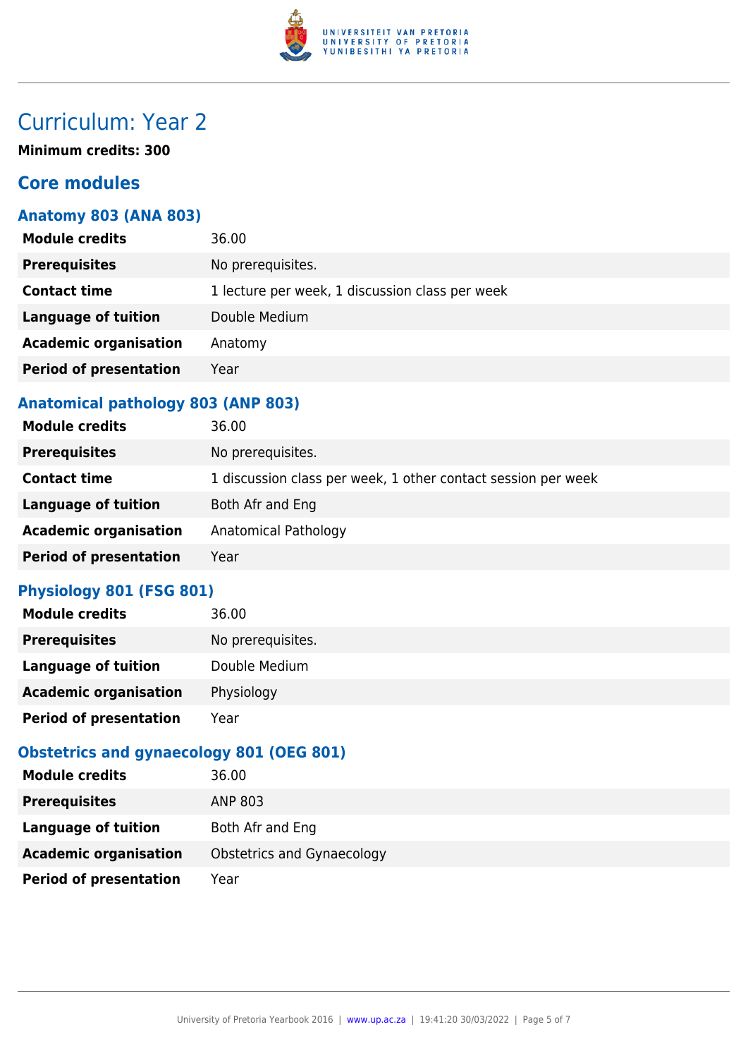# Curriculum: Year 2

**Minimum credits: 300**

## Core modules

### Anatomy 803 (ANA 803)

| | |
|---|---|
| **Module credits** | 36.00 |
| **Prerequisites** | No prerequisites. |
| **Contact time** | 1 lecture per week, 1 discussion class per week |
| **Language of tuition** | Double Medium |
| **Academic organisation** | Anatomy |
| **Period of presentation** | Year |

### Anatomical pathology 803 (ANP 803)

| | |
|---|---|
| **Module credits** | 36.00 |
| **Prerequisites** | No prerequisites. |
| **Contact time** | 1 discussion class per week, 1 other contact session per week |
| **Language of tuition** | Both Afr and Eng |
| **Academic organisation** | Anatomical Pathology |
| **Period of presentation** | Year |

### Physiology 801 (FSG 801)

| | |
|---|---|
| **Module credits** | 36.00 |
| **Prerequisites** | No prerequisites. |
| **Language of tuition** | Double Medium |
| **Academic organisation** | Physiology |
| **Period of presentation** | Year |

### Obstetrics and gynaecology 801 (OEG 801)

| | |
|---|---|
| **Module credits** | 36.00 |
| **Prerequisites** | ANP 803 |
| **Language of tuition** | Both Afr and Eng |
| **Academic organisation** | Obstetrics and Gynaecology |
| **Period of presentation** | Year |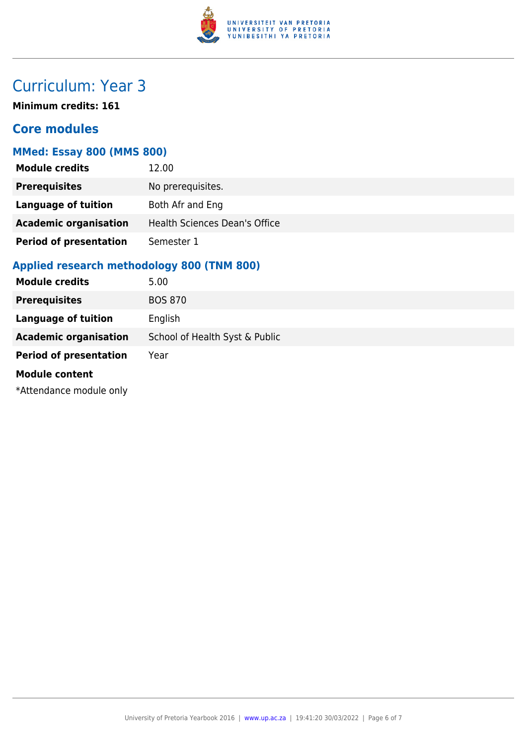# Curriculum: Year 3

**Minimum credits: 161**

## Core modules

### MMed: Essay 800 (MMS 800)

| | |
|---|---|
| **Module credits** | 12.00 |
| **Prerequisites** | No prerequisites. |
| **Language of tuition** | Both Afr and Eng |
| **Academic organisation** | Health Sciences Dean's Office |
| **Period of presentation** | Semester 1 |

### Applied research methodology 800 (TNM 800)

| | |
|---|---|
| **Module credits** | 5.00 |
| **Prerequisites** | BOS 870 |
| **Language of tuition** | English |
| **Academic organisation** | School of Health Syst & Public |
| **Period of presentation** | Year |

**Module content**

*Attendance module only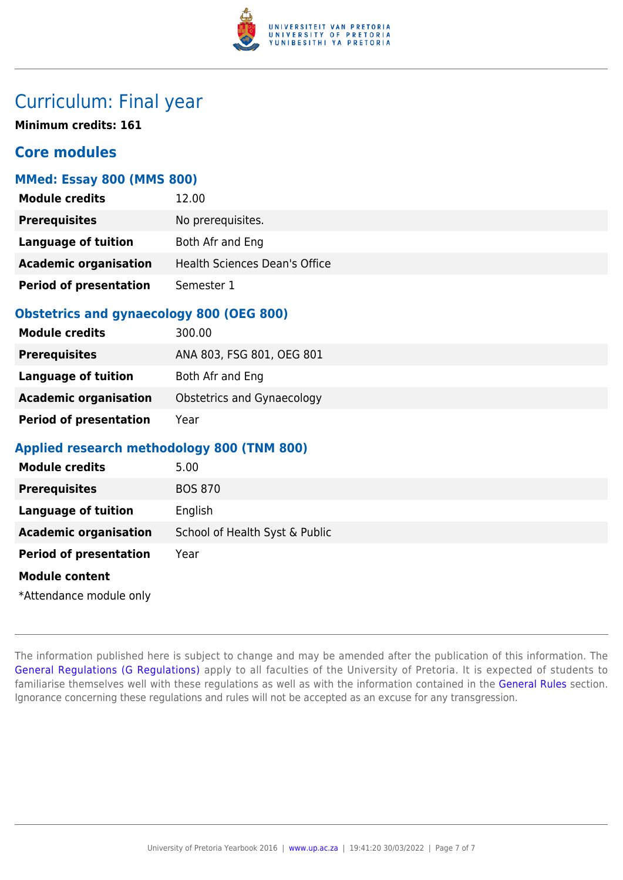# Curriculum: Final year

**Minimum credits: 161**

## Core modules

### MMed: Essay 800 (MMS 800)

| | |
|---|---|
| **Module credits** | 12.00 |
| **Prerequisites** | No prerequisites. |
| **Language of tuition** | Both Afr and Eng |
| **Academic organisation** | Health Sciences Dean's Office |
| **Period of presentation** | Semester 1 |

### Obstetrics and gynaecology 800 (OEG 800)

| | |
|---|---|
| **Module credits** | 300.00 |
| **Prerequisites** | ANA 803, FSG 801, OEG 801 |
| **Language of tuition** | Both Afr and Eng |
| **Academic organisation** | Obstetrics and Gynaecology |
| **Period of presentation** | Year |

### Applied research methodology 800 (TNM 800)

| | |
|---|---|
| **Module credits** | 5.00 |
| **Prerequisites** | BOS 870 |
| **Language of tuition** | English |
| **Academic organisation** | School of Health Syst & Public |
| **Period of presentation** | Year |

**Module content**

*Attendance module only

The information published here is subject to change and may be amended after the publication of this information. The General Regulations (G Regulations) apply to all faculties of the University of Pretoria. It is expected of students to familiarise themselves well with these regulations as well as with the information contained in the General Rules section. Ignorance concerning these regulations and rules will not be accepted as an excuse for any transgression.